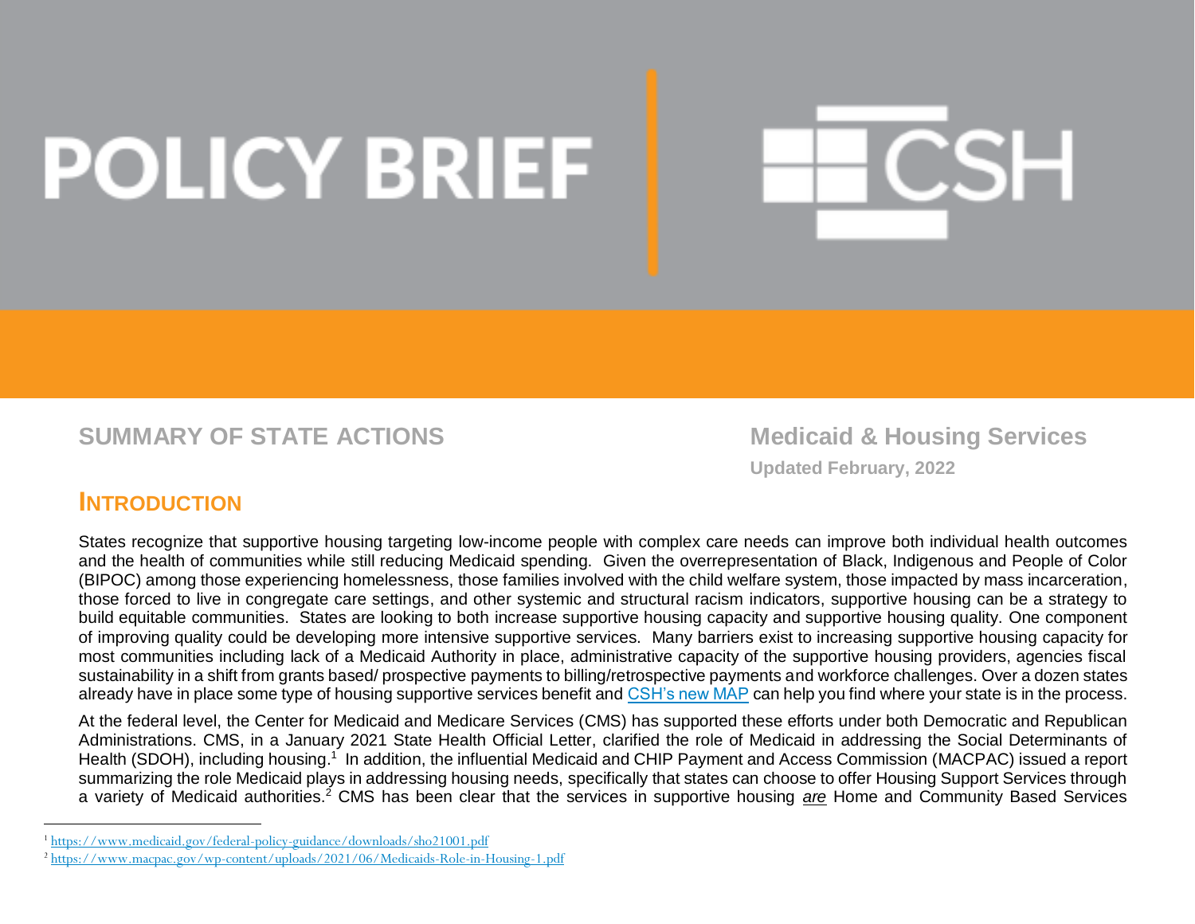# POLICY BRIEF | CSH

## SUMMARY OF STATE ACTIONS

**Medicaid & Housing Services**

**Updated February, 2022**

## INTRODUCTION

States recognize that supportive housing targeting low-income people with complex care needs can improve both individual health outcomes and the health of communities while still reducing Medicaid spending. Given the overrepresentation of Black, Indigenous and People of Color (BIPOC) among those experiencing homelessness, those families involved with the child welfare system, those impacted by mass incarceration, those forced to live in congregate care settings, and other systemic and structural racism indicators, supportive housing can be a strategy to build equitable communities. States are looking to both increase supportive housing capacity and supportive housing quality. One component of improving quality could be developing more intensive supportive services. Many barriers exist to increasing supportive housing capacity for most communities including lack of a Medicaid Authority in place, administrative capacity of the supportive housing providers, agencies fiscal sustainability in a shift from grants based/ prospective payments to billing/retrospective payments and workforce challenges. Over a dozen states already have in place some type of housing supportive services benefit and [CSH's new MAP] can help you find where your state is in the process.

At the federal level, the Center for Medicaid and Medicare Services (CMS) has supported these efforts under both Democratic and Republican Administrations. CMS, in a January 2021 State Health Official Letter, clarified the role of Medicaid in addressing the Social Determinants of Health (SDOH), including housing.[1] In addition, the influential Medicaid and CHIP Payment and Access Commission (MACPAC) issued a report summarizing the role Medicaid plays in addressing housing needs, specifically that states can choose to offer Housing Support Services through a variety of Medicaid authorities.[2] CMS has been clear that the services in supportive housing ***are*** Home and Community Based Services

---

[1] https://www.medicaid.gov/federal-policy-guidance/downloads/sho21001.pdf

[2] https://www.macpac.gov/wp-content/uploads/2021/06/Medicaids-Role-in-Housing-1.pdf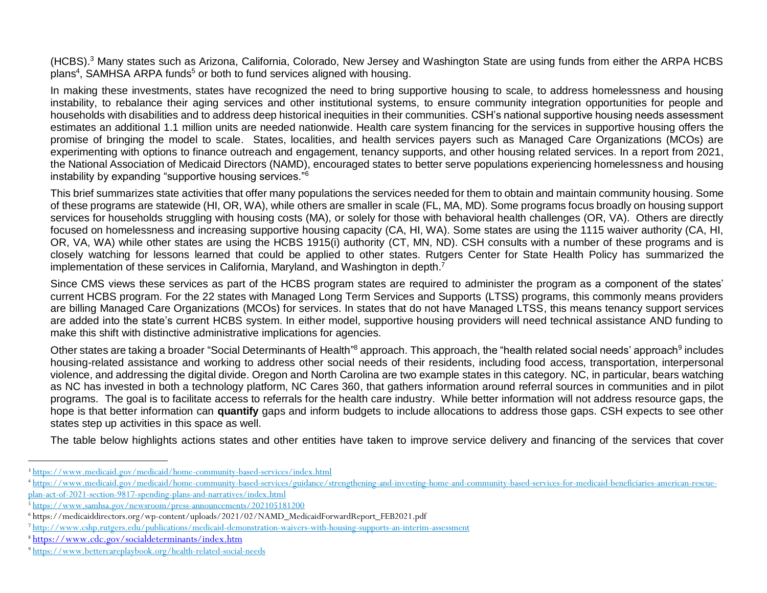(HCBS).[3] Many states such as Arizona, California, Colorado, New Jersey and Washington State are using funds from either the ARPA HCBS plans[4], SAMHSA ARPA funds[5] or both to fund services aligned with housing.

In making these investments, states have recognized the need to bring supportive housing to scale, to address homelessness and housing instability, to rebalance their aging services and other institutional systems, to ensure community integration opportunities for people and households with disabilities and to address deep historical inequities in their communities. CSH's national supportive housing needs assessment estimates an additional 1.1 million units are needed nationwide. Health care system financing for the services in supportive housing offers the promise of bringing the model to scale. States, localities, and health services payers such as Managed Care Organizations (MCOs) are experimenting with options to finance outreach and engagement, tenancy supports, and other housing related services. In a report from 2021, the National Association of Medicaid Directors (NAMD), encouraged states to better serve populations experiencing homelessness and housing instability by expanding "supportive housing services."[6]

This brief summarizes state activities that offer many populations the services needed for them to obtain and maintain community housing. Some of these programs are statewide (HI, OR, WA), while others are smaller in scale (FL, MA, MD). Some programs focus broadly on housing support services for households struggling with housing costs (MA), or solely for those with behavioral health challenges (OR, VA). Others are directly focused on homelessness and increasing supportive housing capacity (CA, HI, WA). Some states are using the 1115 waiver authority (CA, HI, OR, VA, WA) while other states are using the HCBS 1915(i) authority (CT, MN, ND). CSH consults with a number of these programs and is closely watching for lessons learned that could be applied to other states. Rutgers Center for State Health Policy has summarized the implementation of these services in California, Maryland, and Washington in depth.[7]

Since CMS views these services as part of the HCBS program states are required to administer the program as a component of the states' current HCBS program. For the 22 states with Managed Long Term Services and Supports (LTSS) programs, this commonly means providers are billing Managed Care Organizations (MCOs) for services. In states that do not have Managed LTSS, this means tenancy support services are added into the state's current HCBS system. In either model, supportive housing providers will need technical assistance AND funding to make this shift with distinctive administrative implications for agencies.

Other states are taking a broader "Social Determinants of Health"[8] approach. This approach, the "health related social needs' approach[9] includes housing-related assistance and working to address other social needs of their residents, including food access, transportation, interpersonal violence, and addressing the digital divide. Oregon and North Carolina are two example states in this category. NC, in particular, bears watching as NC has invested in both a technology platform, NC Cares 360, that gathers information around referral sources in communities and in pilot programs. The goal is to facilitate access to referrals for the health care industry. While better information will not address resource gaps, the hope is that better information can **quantify** gaps and inform budgets to include allocations to address those gaps. CSH expects to see other states step up activities in this space as well.

The table below highlights actions states and other entities have taken to improve service delivery and financing of the services that cover

---

[3] https://www.medicaid.gov/medicaid/home-community-based-services/index.html

[4] https://www.medicaid.gov/medicaid/home-community-based-services/guidance/strengthening-and-investing-home-and-community-based-services-for-medicaid-beneficiaries-american-rescue-plan-act-of-2021-section-9817-spending-plans-and-narratives/index.html

[5] https://www.samhsa.gov/newsroom/press-announcements/202105181200

[6] https://medicaiddirectors.org/wp-content/uploads/2021/02/NAMD_MedicaidForwardReport_FEB2021.pdf

[7] http://www.cshp.rutgers.edu/publications/medicaid-demonstration-waivers-with-housing-supports-an-interim-assessment

[8] https://www.cdc.gov/socialdeterminants/index.htm

[9] https://www.bettercareplaybook.org/health-related-social-needs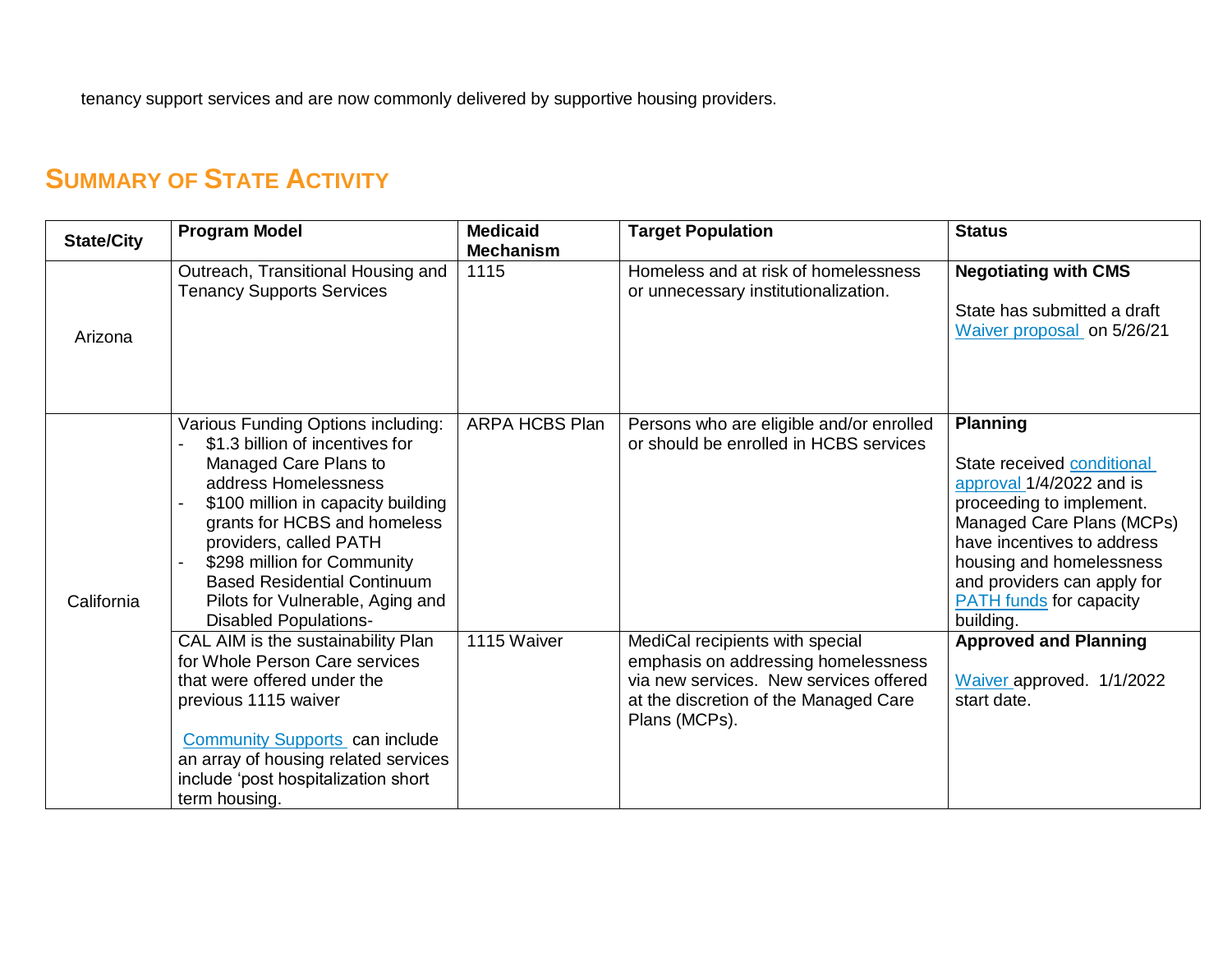tenancy support services and are now commonly delivered by supportive housing providers.

## Summary of State Activity

| State/City | Program Model | Medicaid Mechanism | Target Population | Status |
|---|---|---|---|---|
| Arizona | Outreach, Transitional Housing and Tenancy Supports Services | 1115 | Homeless and at risk of homelessness or unnecessary institutionalization. | **Negotiating with CMS**<br><br>State has submitted a draft Waiver proposal on 5/26/21 |
| California | Various Funding Options including:<br>- $1.3 billion of incentives for Managed Care Plans to address Homelessness<br>- $100 million in capacity building grants for HCBS and homeless providers, called PATH<br>- $298 million for Community Based Residential Continuum Pilots for Vulnerable, Aging and Disabled Populations- | ARPA HCBS Plan | Persons who are eligible and/or enrolled or should be enrolled in HCBS services | **Planning**<br><br>State received conditional approval 1/4/2022 and is proceeding to implement. Managed Care Plans (MCPs) have incentives to address housing and homelessness and providers can apply for PATH funds for capacity building. |
| | CAL AIM is the sustainability Plan for Whole Person Care services that were offered under the previous 1115 waiver<br><br>Community Supports can include an array of housing related services include 'post hospitalization short term housing. | 1115 Waiver | MediCal recipients with special emphasis on addressing homelessness via new services. New services offered at the discretion of the Managed Care Plans (MCPs). | **Approved and Planning**<br><br>Waiver approved. 1/1/2022 start date. |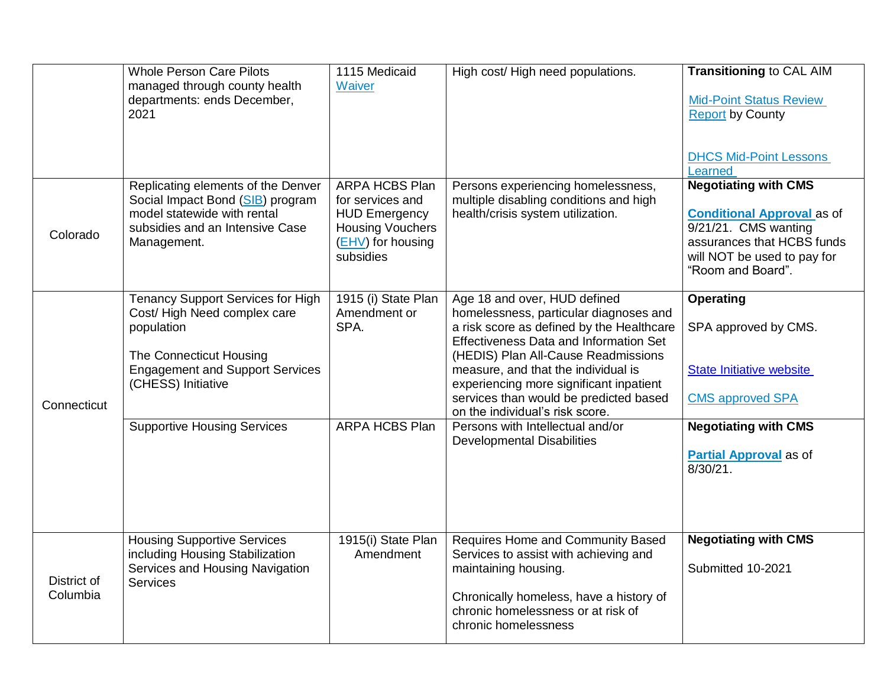| | | | | |
|---|---|---|---|---|
| | Whole Person Care Pilots managed through county health departments: ends December, 2021 | 1115 Medicaid Waiver | High cost/ High need populations. | **Transitioning** to CAL AIM<br><br>Mid-Point Status Review Report by County<br><br>DHCS Mid-Point Lessons Learned |
| Colorado | Replicating elements of the Denver Social Impact Bond (SIB) program model statewide with rental subsidies and an Intensive Case Management. | ARPA HCBS Plan for services and HUD Emergency Housing Vouchers (EHV) for housing subsidies | Persons experiencing homelessness, multiple disabling conditions and high health/crisis system utilization. | **Negotiating with CMS**<br><br>**Conditional Approval** as of 9/21/21. CMS wanting assurances that HCBS funds will NOT be used to pay for "Room and Board". |
| Connecticut | Tenancy Support Services for High Cost/ High Need complex care population<br><br>The Connecticut Housing Engagement and Support Services (CHESS) Initiative | 1915 (i) State Plan Amendment or SPA. | Age 18 and over, HUD defined homelessness, particular diagnoses and a risk score as defined by the Healthcare Effectiveness Data and Information Set (HEDIS) Plan All-Cause Readmissions measure, and that the individual is experiencing more significant inpatient services than would be predicted based on the individual's risk score. | **Operating**<br><br>SPA approved by CMS.<br><br>State Initiative website<br><br>CMS approved SPA |
| | Supportive Housing Services | ARPA HCBS Plan | Persons with Intellectual and/or Developmental Disabilities | **Negotiating with CMS**<br><br>**Partial Approval** as of 8/30/21. |
| District of Columbia | Housing Supportive Services including Housing Stabilization Services and Housing Navigation Services | 1915(i) State Plan Amendment | Requires Home and Community Based Services to assist with achieving and maintaining housing.<br><br>Chronically homeless, have a history of chronic homelessness or at risk of chronic homelessness | **Negotiating with CMS**<br><br>Submitted 10-2021 |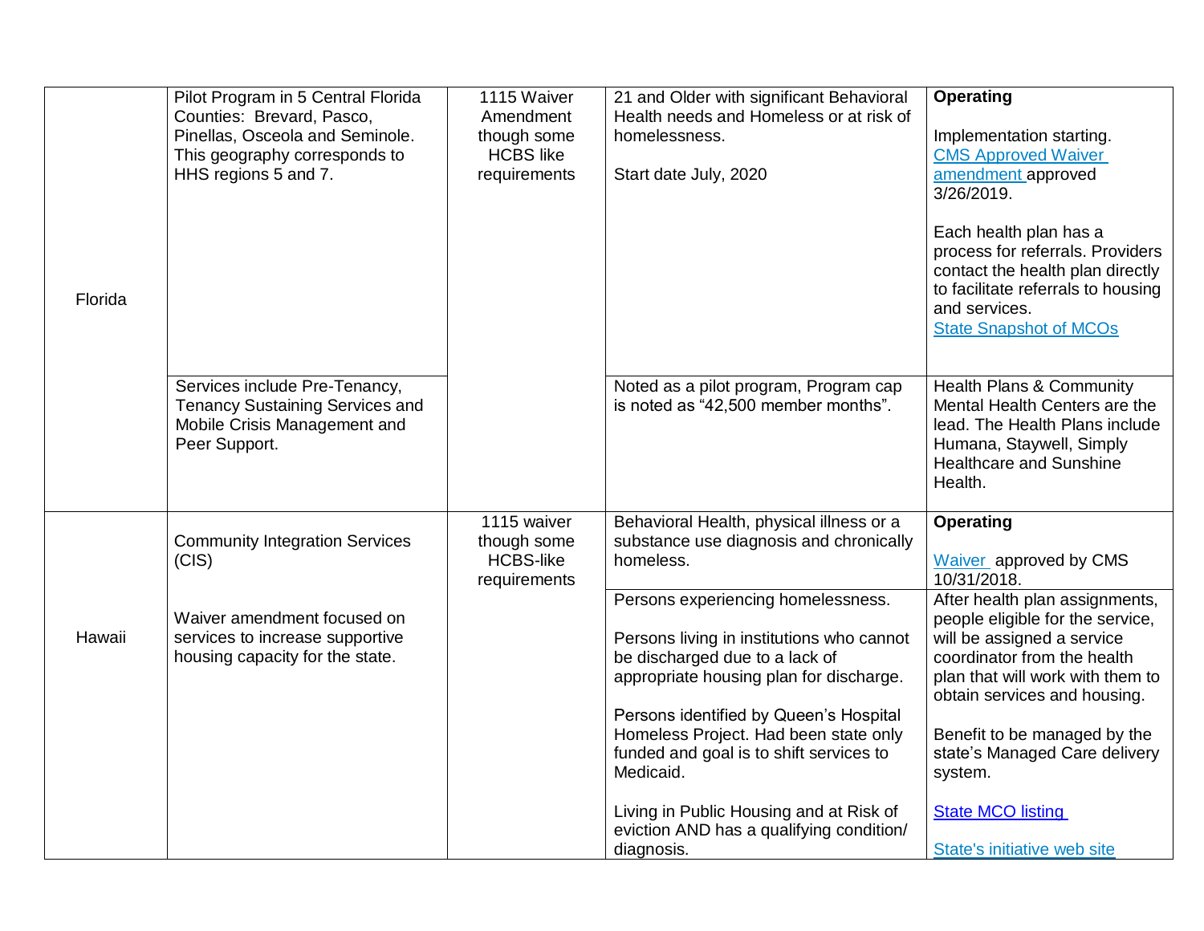| | | | | |
|---|---|---|---|---|
| Florida | Pilot Program in 5 Central Florida Counties: Brevard, Pasco, Pinellas, Osceola and Seminole. This geography corresponds to HHS regions 5 and 7. | 1115 Waiver Amendment though some HCBS like requirements | 21 and Older with significant Behavioral Health needs and Homeless or at risk of homelessness.<br><br>Start date July, 2020 | **Operating**<br><br>Implementation starting. [CMS Approved Waiver amendment]() approved 3/26/2019.<br><br>Each health plan has a process for referrals. Providers contact the health plan directly to facilitate referrals to housing and services.<br>[State Snapshot of MCOs]() |
| | Services include Pre-Tenancy, Tenancy Sustaining Services and Mobile Crisis Management and Peer Support. | | Noted as a pilot program, Program cap is noted as "42,500 member months". | Health Plans & Community Mental Health Centers are the lead. The Health Plans include Humana, Staywell, Simply Healthcare and Sunshine Health. |
| Hawaii | Community Integration Services (CIS)<br><br>Waiver amendment focused on services to increase supportive housing capacity for the state. | 1115 waiver though some HCBS-like requirements | Behavioral Health, physical illness or a substance use diagnosis and chronically homeless. | **Operating**<br><br>[Waiver]() approved by CMS 10/31/2018. |
| | | | Persons experiencing homelessness.<br><br>Persons living in institutions who cannot be discharged due to a lack of appropriate housing plan for discharge.<br><br>Persons identified by Queen's Hospital Homeless Project. Had been state only funded and goal is to shift services to Medicaid.<br><br>Living in Public Housing and at Risk of eviction AND has a qualifying condition/ diagnosis. | After health plan assignments, people eligible for the service, will be assigned a service coordinator from the health plan that will work with them to obtain services and housing.<br><br>Benefit to be managed by the state's Managed Care delivery system.<br><br>[State MCO listing]()<br><br>[State's initiative web site]() |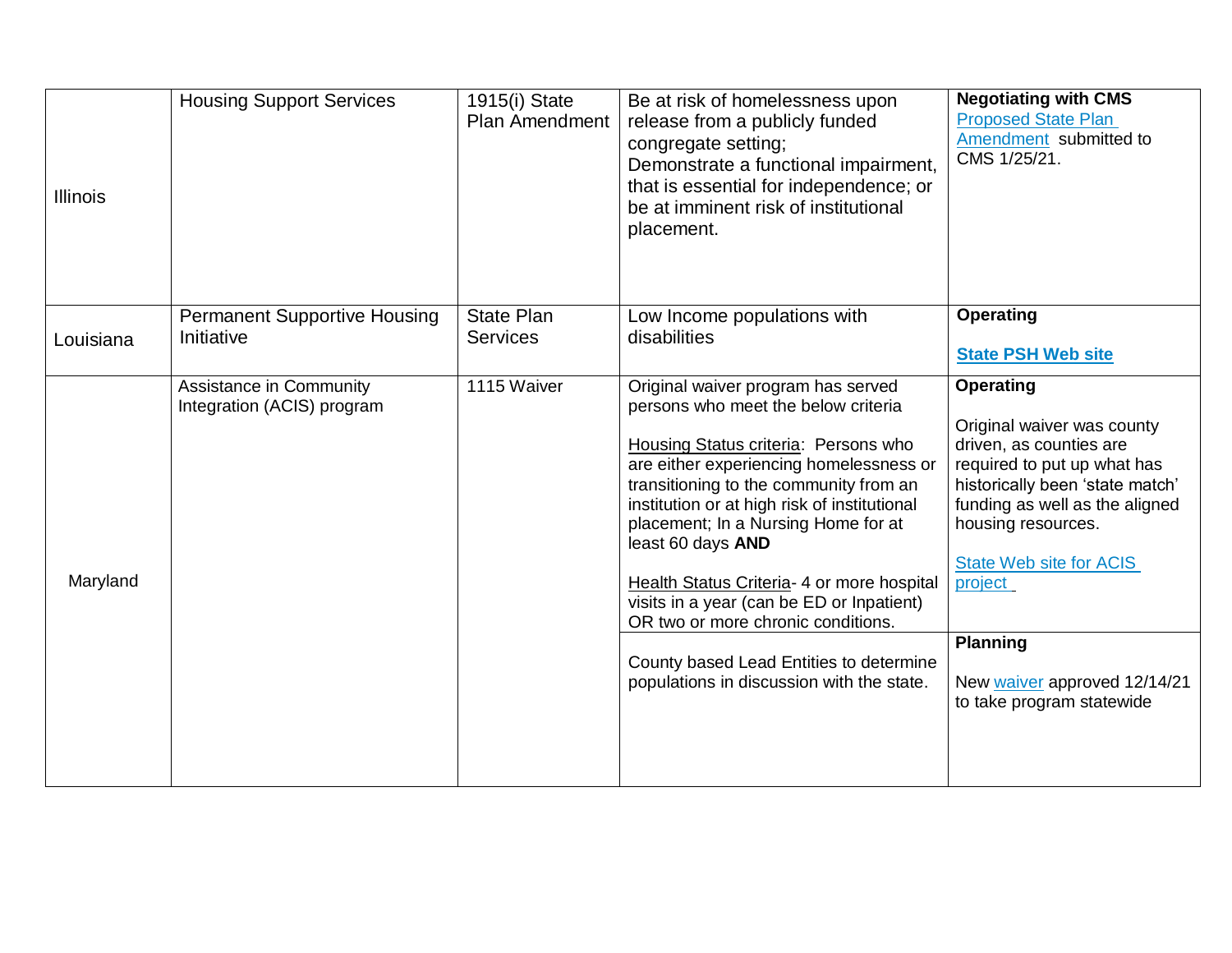| | | | | |
|---|---|---|---|---|
| Illinois | Housing Support Services | 1915(i) State Plan Amendment | Be at risk of homelessness upon release from a publicly funded congregate setting;<br>Demonstrate a functional impairment, that is essential for independence; or be at imminent risk of institutional placement. | **Negotiating with CMS**<br>Proposed State Plan Amendment submitted to CMS 1/25/21. |
| Louisiana | Permanent Supportive Housing Initiative | State Plan Services | Low Income populations with disabilities | **Operating**<br><br>**State PSH Web site** |
| Maryland | Assistance in Community Integration (ACIS) program | 1115 Waiver | Original waiver program has served persons who meet the below criteria<br><br>Housing Status criteria: Persons who are either experiencing homelessness or transitioning to the community from an institution or at high risk of institutional placement; In a Nursing Home for at least 60 days **AND**<br><br>Health Status Criteria- 4 or more hospital visits in a year (can be ED or Inpatient) OR two or more chronic conditions. | **Operating**<br><br>Original waiver was county driven, as counties are required to put up what has historically been 'state match' funding as well as the aligned housing resources.<br><br>State Web site for ACIS project |
| | | | County based Lead Entities to determine populations in discussion with the state. | **Planning**<br><br>New waiver approved 12/14/21 to take program statewide |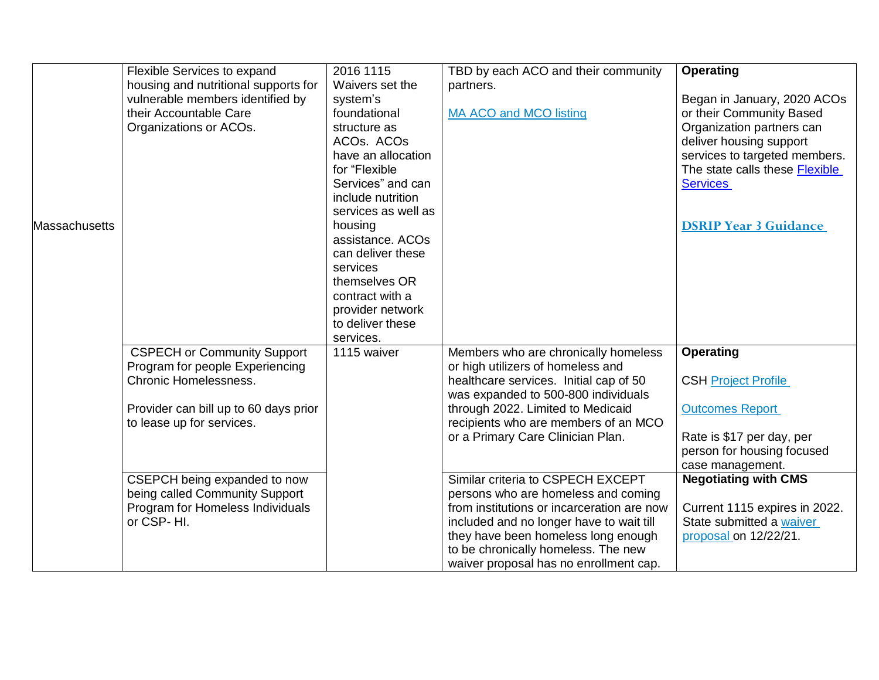| | | | | |
|---|---|---|---|---|
| Massachusetts | Flexible Services to expand housing and nutritional supports for vulnerable members identified by their Accountable Care Organizations or ACOs. | 2016 1115 Waivers set the system's foundational structure as ACOs. ACOs have an allocation for "Flexible Services" and can include nutrition services as well as housing assistance. ACOs can deliver these services themselves OR contract with a provider network to deliver these services. | TBD by each ACO and their community partners.<br><br>MA ACO and MCO listing | **Operating**<br><br>Began in January, 2020 ACOs or their Community Based Organization partners can deliver housing support services to targeted members. The state calls these Flexible Services<br><br>**DSRIP Year 3 Guidance** |
| | CSPECH or Community Support Program for people Experiencing Chronic Homelessness.<br><br>Provider can bill up to 60 days prior to lease up for services. | 1115 waiver | Members who are chronically homeless or high utilizers of homeless and healthcare services. Initial cap of 50 was expanded to 500-800 individuals through 2022. Limited to Medicaid recipients who are members of an MCO or a Primary Care Clinician Plan. | **Operating**<br><br>CSH Project Profile<br><br>Outcomes Report<br><br>Rate is $17 per day, per person for housing focused case management. |
| | CSEPCH being expanded to now being called Community Support Program for Homeless Individuals or CSP- HI. | | Similar criteria to CSPECH EXCEPT persons who are homeless and coming from institutions or incarceration are now included and no longer have to wait till they have been homeless long enough to be chronically homeless. The new waiver proposal has no enrollment cap. | **Negotiating with CMS**<br><br>Current 1115 expires in 2022. State submitted a waiver proposal on 12/22/21. |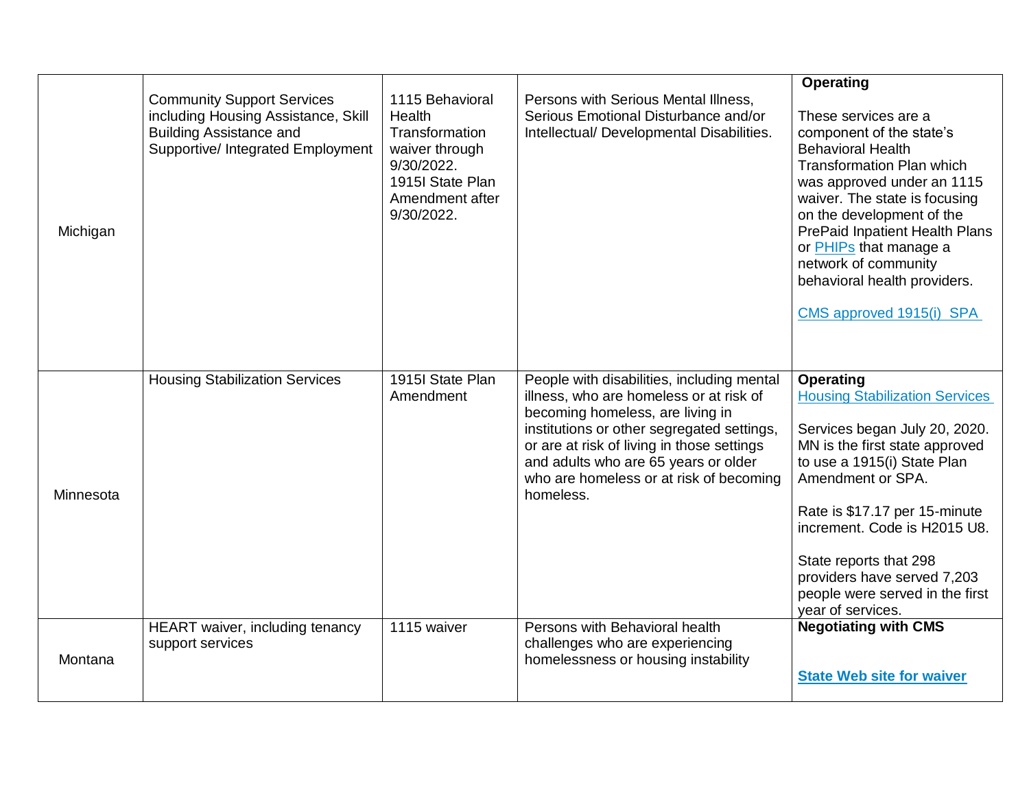| | | | | |
|---|---|---|---|---|
| Michigan | Community Support Services including Housing Assistance, Skill Building Assistance and Supportive/ Integrated Employment | 1115 Behavioral Health Transformation waiver through 9/30/2022. 1915I State Plan Amendment after 9/30/2022. | Persons with Serious Mental Illness, Serious Emotional Disturbance and/or Intellectual/ Developmental Disabilities. | **Operating**<br><br>These services are a component of the state's Behavioral Health Transformation Plan which was approved under an 1115 waiver. The state is focusing on the development of the PrePaid Inpatient Health Plans or PHIPs that manage a network of community behavioral health providers.<br><br>CMS approved 1915(i) SPA |
| Minnesota | Housing Stabilization Services | 1915I State Plan Amendment | People with disabilities, including mental illness, who are homeless or at risk of becoming homeless, are living in institutions or other segregated settings, or are at risk of living in those settings and adults who are 65 years or older who are homeless or at risk of becoming homeless. | **Operating**<br>Housing Stabilization Services<br><br>Services began July 20, 2020. MN is the first state approved to use a 1915(i) State Plan Amendment or SPA.<br><br>Rate is $17.17 per 15-minute increment. Code is H2015 U8.<br><br>State reports that 298 providers have served 7,203 people were served in the first year of services. |
| Montana | HEART waiver, including tenancy support services | 1115 waiver | Persons with Behavioral health challenges who are experiencing homelessness or housing instability | **Negotiating with CMS**<br><br>**State Web site for waiver** |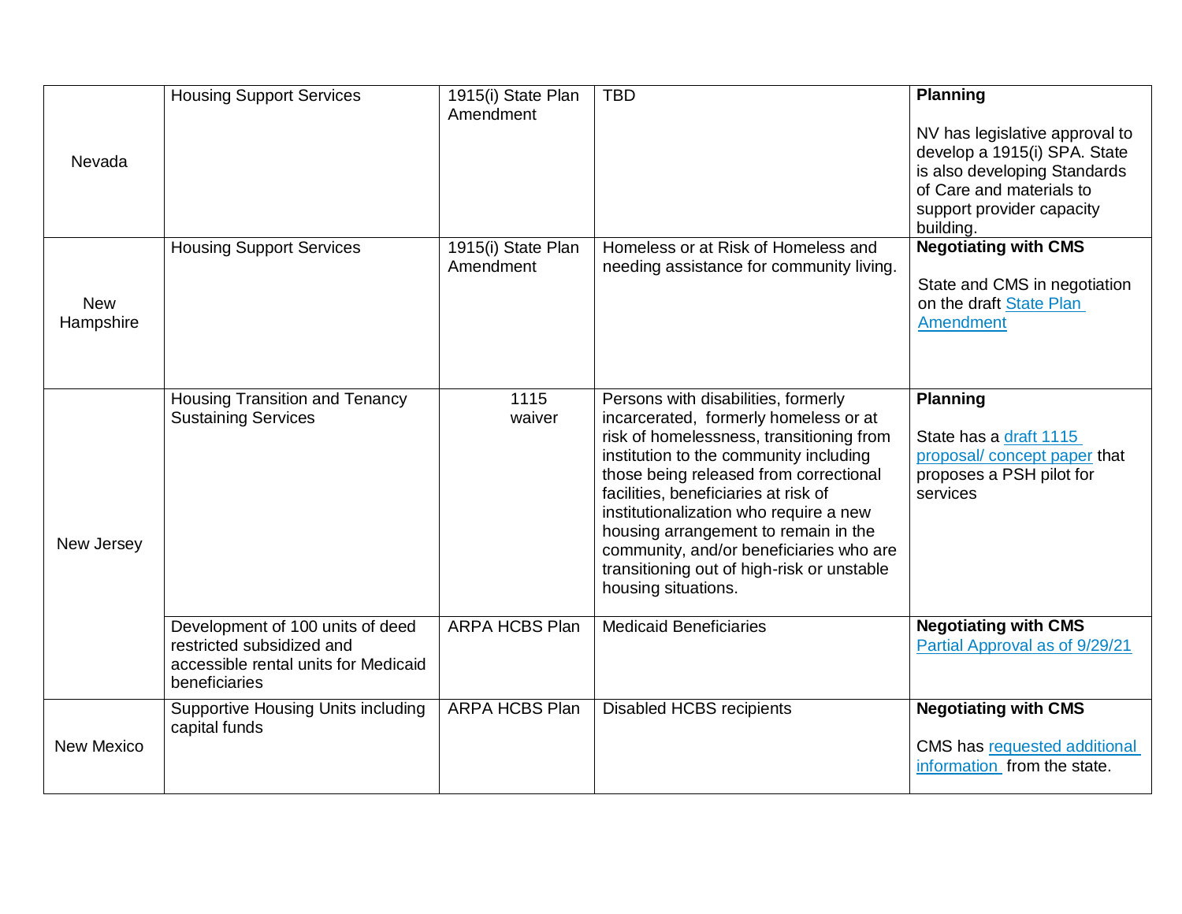| | | | | |
|---|---|---|---|---|
| Nevada | Housing Support Services | 1915(i) State Plan Amendment | TBD | **Planning**<br><br>NV has legislative approval to develop a 1915(i) SPA. State is also developing Standards of Care and materials to support provider capacity building. |
| New Hampshire | Housing Support Services | 1915(i) State Plan Amendment | Homeless or at Risk of Homeless and needing assistance for community living. | **Negotiating with CMS**<br><br>State and CMS in negotiation on the draft State Plan Amendment |
| New Jersey | Housing Transition and Tenancy Sustaining Services | 1115 waiver | Persons with disabilities, formerly incarcerated, formerly homeless or at risk of homelessness, transitioning from institution to the community including those being released from correctional facilities, beneficiaries at risk of institutionalization who require a new housing arrangement to remain in the community, and/or beneficiaries who are transitioning out of high-risk or unstable housing situations. | **Planning**<br><br>State has a draft 1115 proposal/ concept paper that proposes a PSH pilot for services |
| | Development of 100 units of deed restricted subsidized and accessible rental units for Medicaid beneficiaries | ARPA HCBS Plan | Medicaid Beneficiaries | **Negotiating with CMS**<br>Partial Approval as of 9/29/21 |
| New Mexico | Supportive Housing Units including capital funds | ARPA HCBS Plan | Disabled HCBS recipients | **Negotiating with CMS**<br><br>CMS has requested additional information from the state. |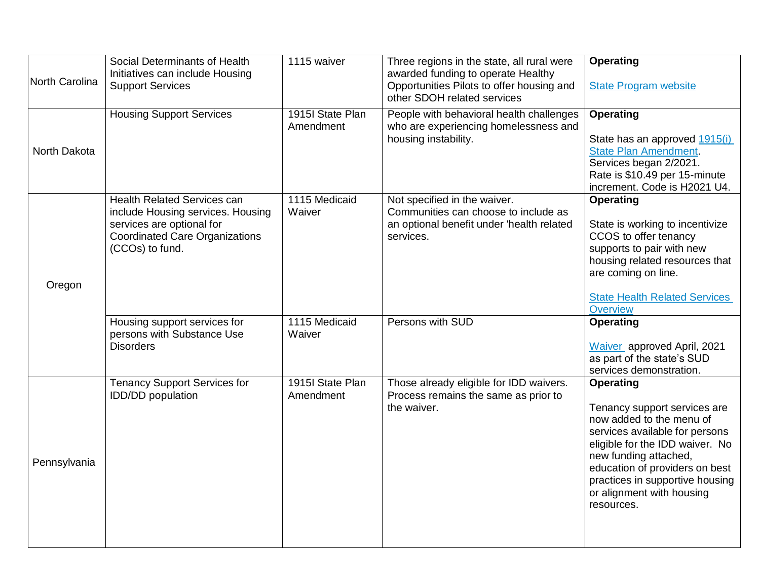| | | | | |
|---|---|---|---|---|
| North Carolina | Social Determinants of Health Initiatives can include Housing Support Services | 1115 waiver | Three regions in the state, all rural were awarded funding to operate Healthy Opportunities Pilots to offer housing and other SDOH related services | **Operating**<br><br>State Program website |
| North Dakota | Housing Support Services | 1915I State Plan Amendment | People with behavioral health challenges who are experiencing homelessness and housing instability. | **Operating**<br><br>State has an approved 1915(i) State Plan Amendment. Services began 2/2021. Rate is $10.49 per 15-minute increment. Code is H2021 U4. |
| Oregon | Health Related Services can include Housing services. Housing services are optional for Coordinated Care Organizations (CCOs) to fund. | 1115 Medicaid Waiver | Not specified in the waiver. Communities can choose to include as an optional benefit under 'health related services. | **Operating**<br><br>State is working to incentivize CCOS to offer tenancy supports to pair with new housing related resources that are coming on line.<br><br>State Health Related Services Overview |
| | Housing support services for persons with Substance Use Disorders | 1115 Medicaid Waiver | Persons with SUD | **Operating**<br><br>Waiver approved April, 2021 as part of the state's SUD services demonstration. |
| Pennsylvania | Tenancy Support Services for IDD/DD population | 1915I State Plan Amendment | Those already eligible for IDD waivers. Process remains the same as prior to the waiver. | **Operating**<br><br>Tenancy support services are now added to the menu of services available for persons eligible for the IDD waiver. No new funding attached, education of providers on best practices in supportive housing or alignment with housing resources. |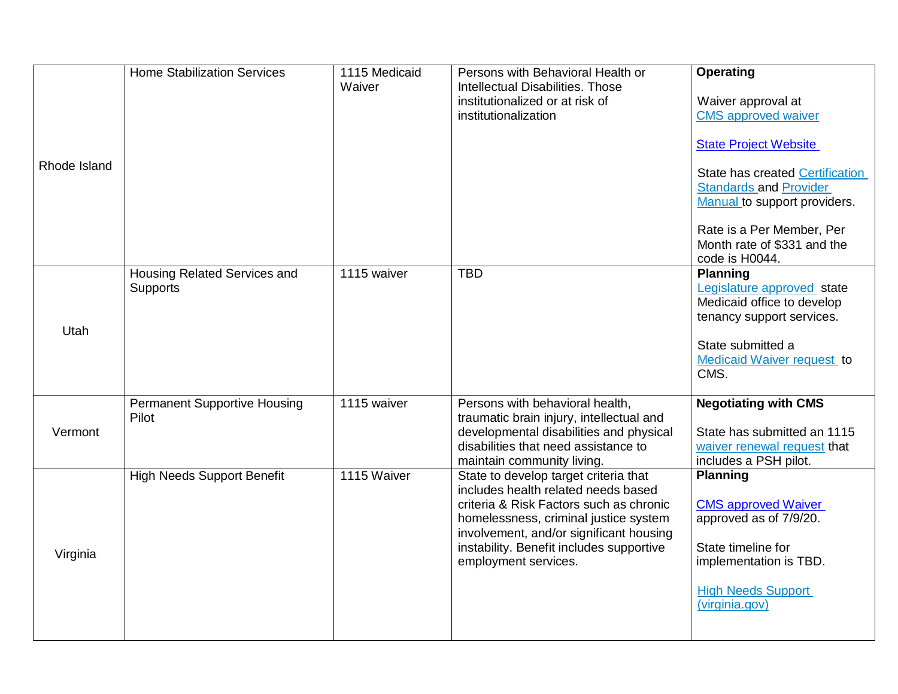| | | | | |
|---|---|---|---|---|
| Rhode Island | Home Stabilization Services | 1115 Medicaid Waiver | Persons with Behavioral Health or Intellectual Disabilities. Those institutionalized or at risk of institutionalization | **Operating**<br><br>Waiver approval at CMS approved waiver<br><br>State Project Website<br><br>State has created Certification Standards and Provider Manual to support providers.<br><br>Rate is a Per Member, Per Month rate of $331 and the code is H0044. |
| Utah | Housing Related Services and Supports | 1115 waiver | TBD | **Planning**<br>Legislature approved state Medicaid office to develop tenancy support services.<br><br>State submitted a Medicaid Waiver request to CMS. |
| Vermont | Permanent Supportive Housing Pilot | 1115 waiver | Persons with behavioral health, traumatic brain injury, intellectual and developmental disabilities and physical disabilities that need assistance to maintain community living. | **Negotiating with CMS**<br><br>State has submitted an 1115 waiver renewal request that includes a PSH pilot. |
| Virginia | High Needs Support Benefit | 1115 Waiver | State to develop target criteria that includes health related needs based criteria & Risk Factors such as chronic homelessness, criminal justice system involvement, and/or significant housing instability. Benefit includes supportive employment services. | **Planning**<br><br>CMS approved Waiver approved as of 7/9/20.<br><br>State timeline for implementation is TBD.<br><br>High Needs Support (virginia.gov) |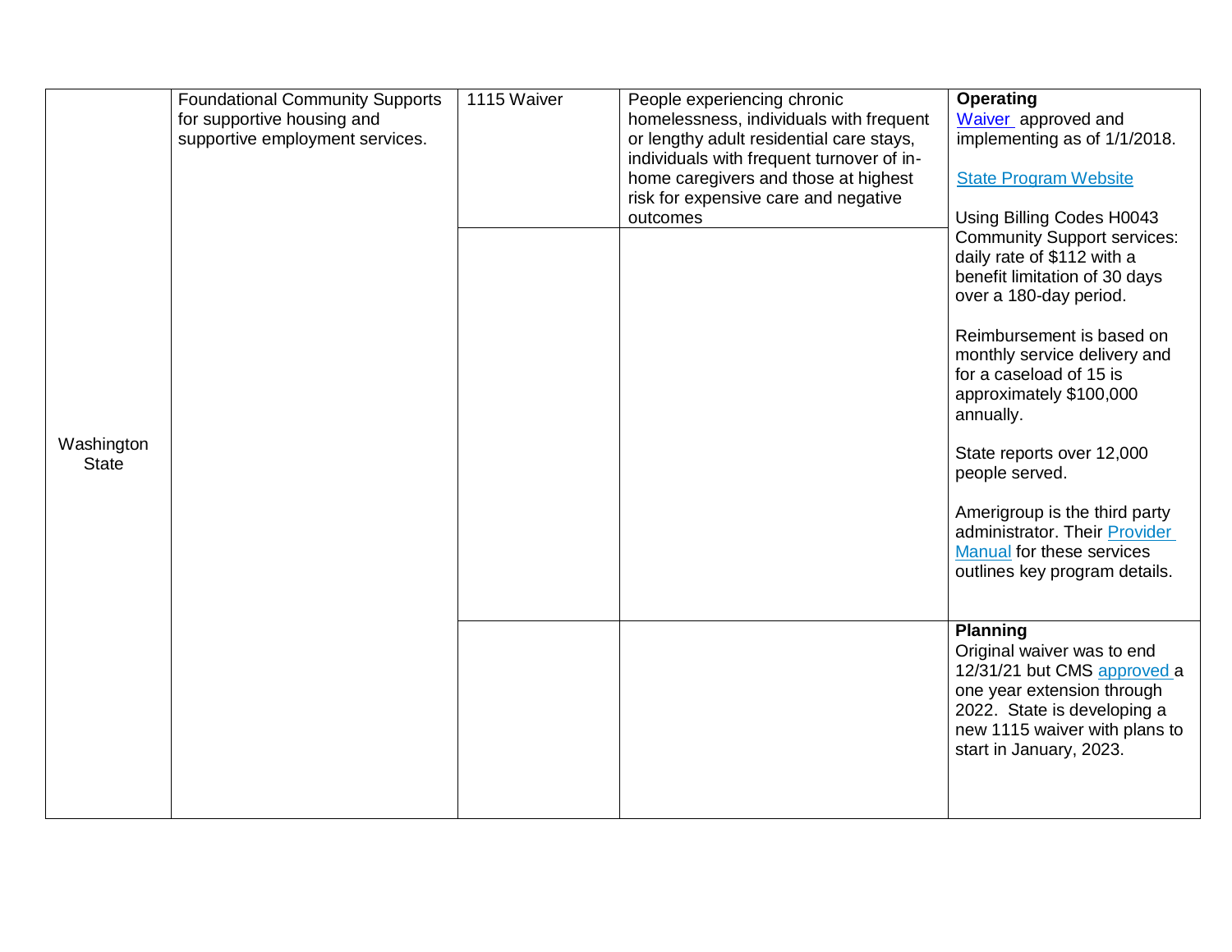| | | | | |
|---|---|---|---|---|
| Washington State | Foundational Community Supports for supportive housing and supportive employment services. | 1115 Waiver | People experiencing chronic homelessness, individuals with frequent or lengthy adult residential care stays, individuals with frequent turnover of in-home caregivers and those at highest risk for expensive care and negative outcomes | **Operating**<br>Waiver approved and implementing as of 1/1/2018.<br><br>State Program Website<br><br>Using Billing Codes H0043 Community Support services: daily rate of $112 with a benefit limitation of 30 days over a 180-day period.<br><br>Reimbursement is based on monthly service delivery and for a caseload of 15 is approximately $100,000 annually.<br><br>State reports over 12,000 people served.<br><br>Amerigroup is the third party administrator. Their Provider Manual for these services outlines key program details. |
| | | | | **Planning**<br>Original waiver was to end 12/31/21 but CMS approved a one year extension through 2022. State is developing a new 1115 waiver with plans to start in January, 2023. |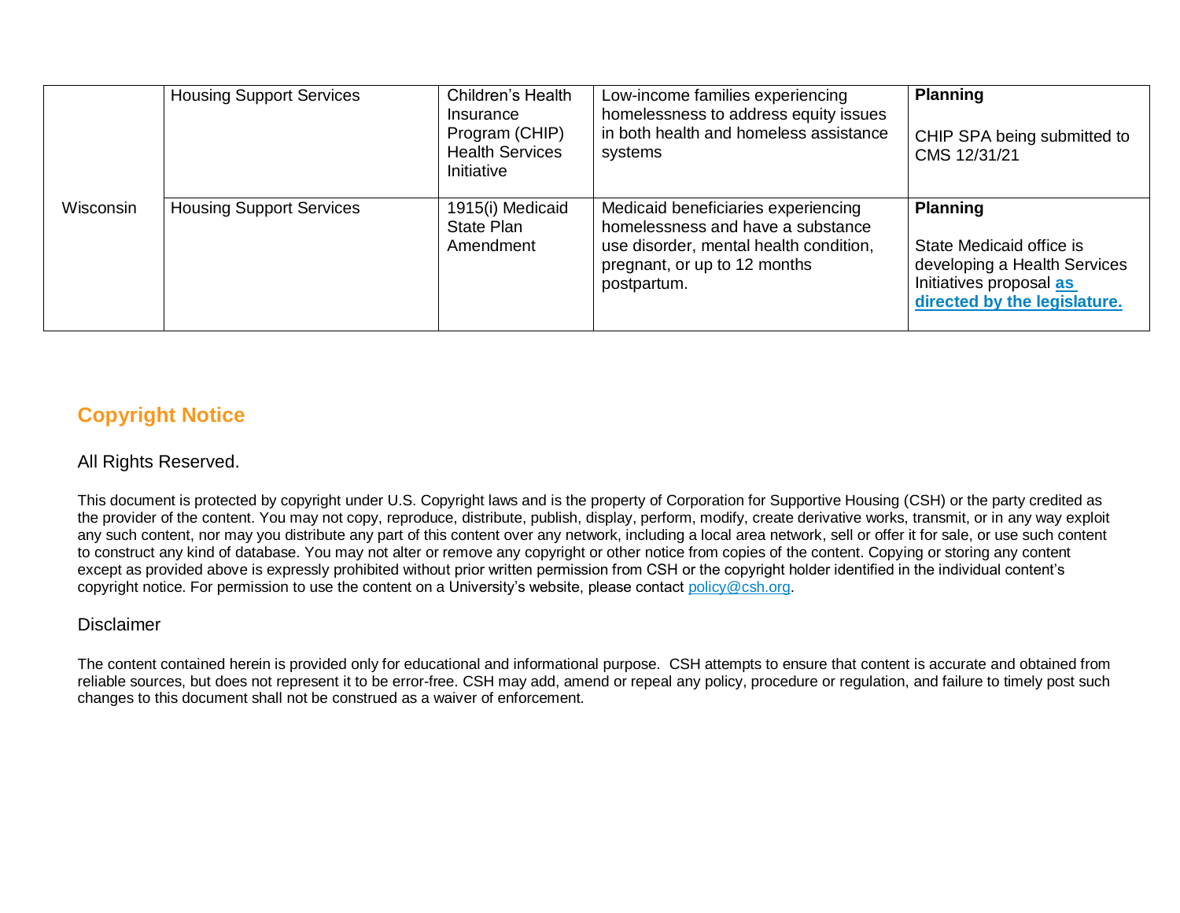| Wisconsin | Housing Support Services | Children's Health Insurance Program (CHIP) Health Services Initiative | Low-income families experiencing homelessness to address equity issues in both health and homeless assistance systems | **Planning**<br><br>CHIP SPA being submitted to CMS 12/31/21 |
|---|---|---|---|---|
| | Housing Support Services | 1915(i) Medicaid State Plan Amendment | Medicaid beneficiaries experiencing homelessness and have a substance use disorder, mental health condition, pregnant, or up to 12 months postpartum. | **Planning**<br><br>State Medicaid office is developing a Health Services Initiatives proposal **as directed by the legislature.** |

## Copyright Notice

All Rights Reserved.

This document is protected by copyright under U.S. Copyright laws and is the property of Corporation for Supportive Housing (CSH) or the party credited as the provider of the content. You may not copy, reproduce, distribute, publish, display, perform, modify, create derivative works, transmit, or in any way exploit any such content, nor may you distribute any part of this content over any network, including a local area network, sell or offer it for sale, or use such content to construct any kind of database. You may not alter or remove any copyright or other notice from copies of the content. Copying or storing any content except as provided above is expressly prohibited without prior written permission from CSH or the copyright holder identified in the individual content's copyright notice. For permission to use the content on a University's website, please contact policy@csh.org.

Disclaimer

The content contained herein is provided only for educational and informational purpose. CSH attempts to ensure that content is accurate and obtained from reliable sources, but does not represent it to be error-free. CSH may add, amend or repeal any policy, procedure or regulation, and failure to timely post such changes to this document shall not be construed as a waiver of enforcement.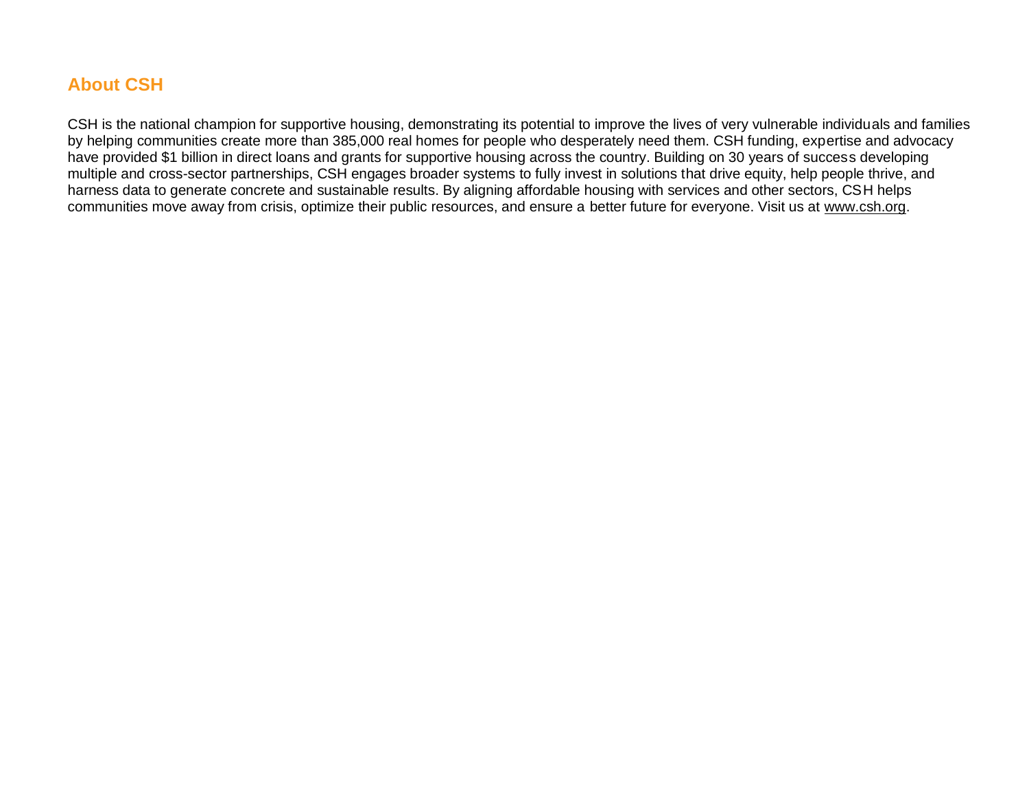## About CSH

CSH is the national champion for supportive housing, demonstrating its potential to improve the lives of very vulnerable individuals and families by helping communities create more than 385,000 real homes for people who desperately need them. CSH funding, expertise and advocacy have provided $1 billion in direct loans and grants for supportive housing across the country. Building on 30 years of success developing multiple and cross-sector partnerships, CSH engages broader systems to fully invest in solutions that drive equity, help people thrive, and harness data to generate concrete and sustainable results. By aligning affordable housing with services and other sectors, CSH helps communities move away from crisis, optimize their public resources, and ensure a better future for everyone. Visit us at www.csh.org.